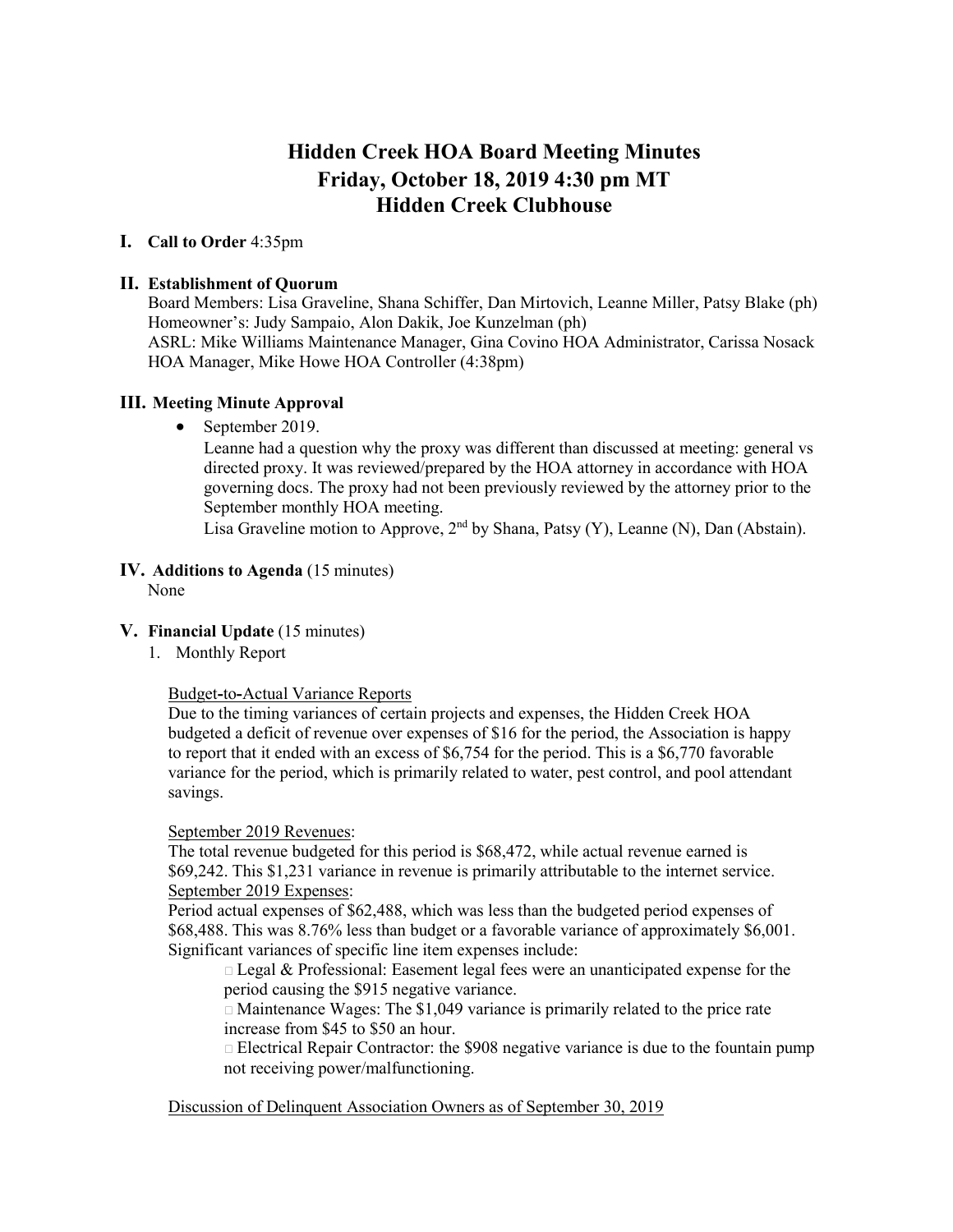# Hidden Creek HOA Board Meeting Minutes
# Friday, October 18, 2019 4:30 pm MT
# Hidden Creek Clubhouse

## I. Call to Order 4:35pm

## II. Establishment of Quorum

Board Members: Lisa Graveline, Shana Schiffer, Dan Mirtovich, Leanne Miller, Patsy Blake (ph)
Homeowner's: Judy Sampaio, Alon Dakik, Joe Kunzelman (ph)
ASRL: Mike Williams Maintenance Manager, Gina Covino HOA Administrator, Carissa Nosack HOA Manager, Mike Howe HOA Controller (4:38pm)

## III. Meeting Minute Approval

- September 2019.
  Leanne had a question why the proxy was different than discussed at meeting: general vs directed proxy. It was reviewed/prepared by the HOA attorney in accordance with HOA governing docs. The proxy had not been previously reviewed by the attorney prior to the September monthly HOA meeting.
  Lisa Graveline motion to Approve, 2nd by Shana, Patsy (Y), Leanne (N), Dan (Abstain).

## IV. Additions to Agenda (15 minutes)

None

## V. Financial Update (15 minutes)

1. Monthly Report

Budget-to-Actual Variance Reports
Due to the timing variances of certain projects and expenses, the Hidden Creek HOA budgeted a deficit of revenue over expenses of $16 for the period, the Association is happy to report that it ended with an excess of $6,754 for the period. This is a $6,770 favorable variance for the period, which is primarily related to water, pest control, and pool attendant savings.

September 2019 Revenues:
The total revenue budgeted for this period is $68,472, while actual revenue earned is $69,242. This $1,231 variance in revenue is primarily attributable to the internet service.
September 2019 Expenses:
Period actual expenses of $62,488, which was less than the budgeted period expenses of $68,488. This was 8.76% less than budget or a favorable variance of approximately $6,001. Significant variances of specific line item expenses include:

- Legal & Professional: Easement legal fees were an unanticipated expense for the period causing the $915 negative variance.
- Maintenance Wages: The $1,049 variance is primarily related to the price rate increase from $45 to $50 an hour.
- Electrical Repair Contractor: the $908 negative variance is due to the fountain pump not receiving power/malfunctioning.

Discussion of Delinquent Association Owners as of September 30, 2019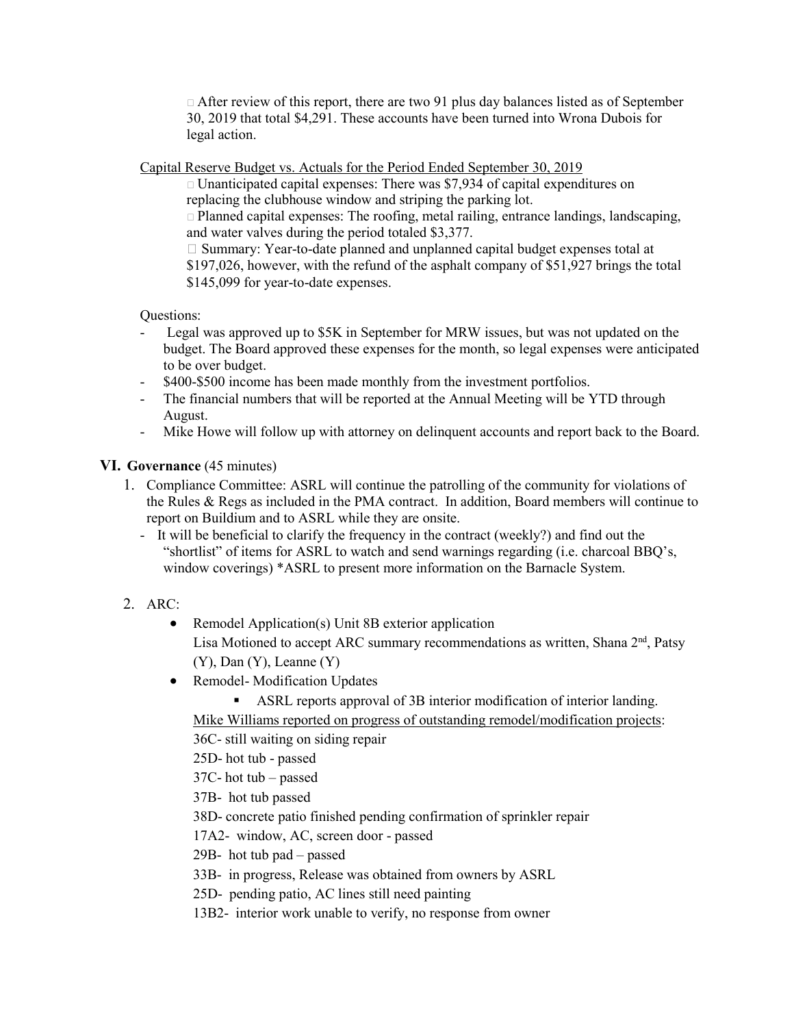- After review of this report, there are two 91 plus day balances listed as of September 30, 2019 that total $4,291. These accounts have been turned into Wrona Dubois for legal action.

Capital Reserve Budget vs. Actuals for the Period Ended September 30, 2019

- Unanticipated capital expenses: There was $7,934 of capital expenditures on replacing the clubhouse window and striping the parking lot.
- Planned capital expenses: The roofing, metal railing, entrance landings, landscaping, and water valves during the period totaled $3,377.
- Summary: Year-to-date planned and unplanned capital budget expenses total at $197,026, however, with the refund of the asphalt company of $51,927 brings the total $145,099 for year-to-date expenses.

Questions:

- Legal was approved up to $5K in September for MRW issues, but was not updated on the budget. The Board approved these expenses for the month, so legal expenses were anticipated to be over budget.
- $400-$500 income has been made monthly from the investment portfolios.
- The financial numbers that will be reported at the Annual Meeting will be YTD through August.
- Mike Howe will follow up with attorney on delinquent accounts and report back to the Board.

## VI. **Governance** (45 minutes)

1. Compliance Committee: ASRL will continue the patrolling of the community for violations of the Rules & Regs as included in the PMA contract. In addition, Board members will continue to report on Buildium and to ASRL while they are onsite.
   - It will be beneficial to clarify the frequency in the contract (weekly?) and find out the "shortlist" of items for ASRL to watch and send warnings regarding (i.e. charcoal BBQ's, window coverings) *ASRL to present more information on the Barnacle System.

2. ARC:
   - Remodel Application(s) Unit 8B exterior application
     Lisa Motioned to accept ARC summary recommendations as written, Shana 2nd, Patsy (Y), Dan (Y), Leanne (Y)
   - Remodel- Modification Updates
     - ASRL reports approval of 3B interior modification of interior landing.

     Mike Williams reported on progress of outstanding remodel/modification projects:

     36C- still waiting on siding repair

     25D- hot tub - passed

     37C- hot tub – passed

     37B- hot tub passed

     38D- concrete patio finished pending confirmation of sprinkler repair

     17A2- window, AC, screen door - passed

     29B- hot tub pad – passed

     33B- in progress, Release was obtained from owners by ASRL

     25D- pending patio, AC lines still need painting

     13B2- interior work unable to verify, no response from owner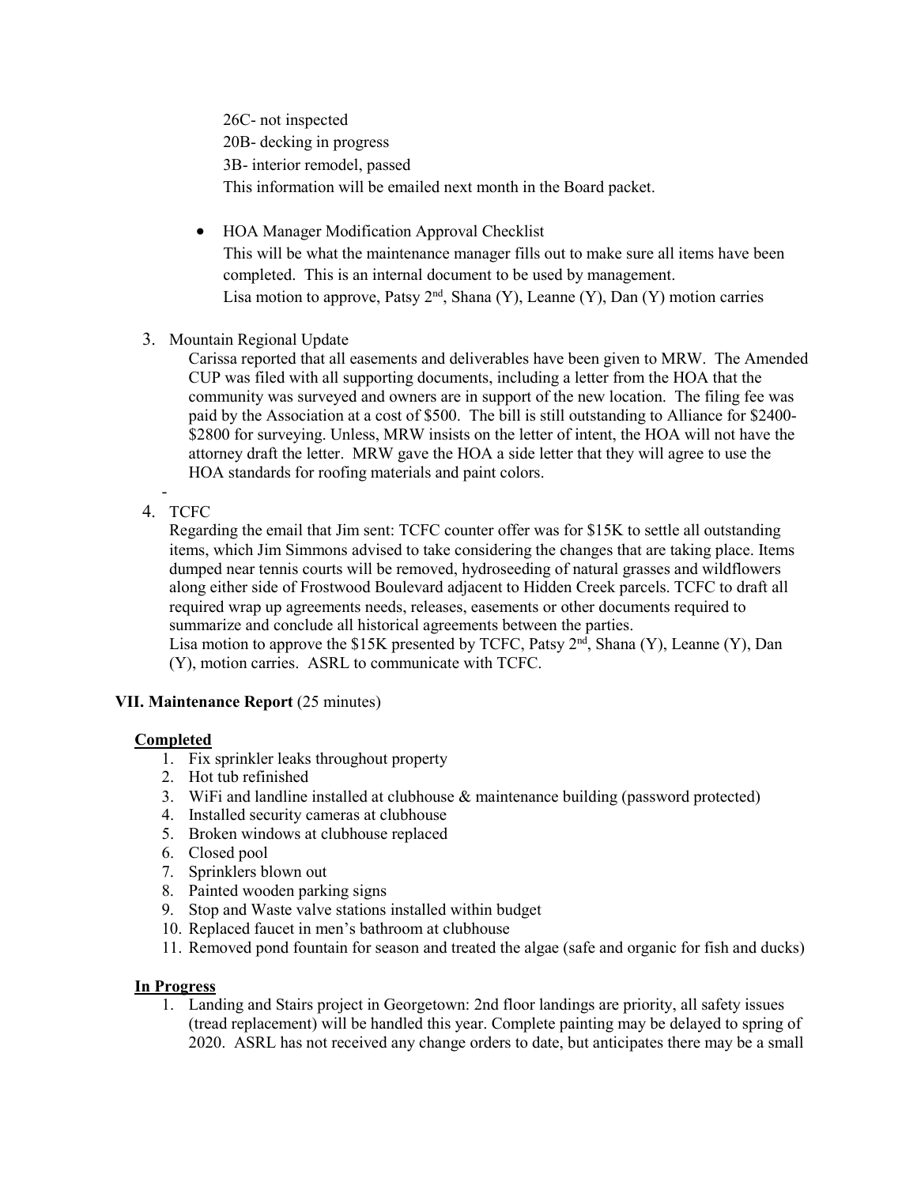26C- not inspected
20B- decking in progress
3B- interior remodel, passed
This information will be emailed next month in the Board packet.

- HOA Manager Modification Approval Checklist
  This will be what the maintenance manager fills out to make sure all items have been completed. This is an internal document to be used by management.
  Lisa motion to approve, Patsy 2nd, Shana (Y), Leanne (Y), Dan (Y) motion carries

3. Mountain Regional Update
   Carissa reported that all easements and deliverables have been given to MRW. The Amended CUP was filed with all supporting documents, including a letter from the HOA that the community was surveyed and owners are in support of the new location. The filing fee was paid by the Association at a cost of $500. The bill is still outstanding to Alliance for $2400-$2800 for surveying. Unless, MRW insists on the letter of intent, the HOA will not have the attorney draft the letter. MRW gave the HOA a side letter that they will agree to use the HOA standards for roofing materials and paint colors.

-

4. TCFC
   Regarding the email that Jim sent: TCFC counter offer was for $15K to settle all outstanding items, which Jim Simmons advised to take considering the changes that are taking place. Items dumped near tennis courts will be removed, hydroseeding of natural grasses and wildflowers along either side of Frostwood Boulevard adjacent to Hidden Creek parcels. TCFC to draft all required wrap up agreements needs, releases, easements or other documents required to summarize and conclude all historical agreements between the parties.
   Lisa motion to approve the $15K presented by TCFC, Patsy 2nd, Shana (Y), Leanne (Y), Dan (Y), motion carries. ASRL to communicate with TCFC.

**VII. Maintenance Report** (25 minutes)

**Completed**

1. Fix sprinkler leaks throughout property
2. Hot tub refinished
3. WiFi and landline installed at clubhouse & maintenance building (password protected)
4. Installed security cameras at clubhouse
5. Broken windows at clubhouse replaced
6. Closed pool
7. Sprinklers blown out
8. Painted wooden parking signs
9. Stop and Waste valve stations installed within budget
10. Replaced faucet in men's bathroom at clubhouse
11. Removed pond fountain for season and treated the algae (safe and organic for fish and ducks)

**In Progress**

1. Landing and Stairs project in Georgetown: 2nd floor landings are priority, all safety issues (tread replacement) will be handled this year. Complete painting may be delayed to spring of 2020. ASRL has not received any change orders to date, but anticipates there may be a small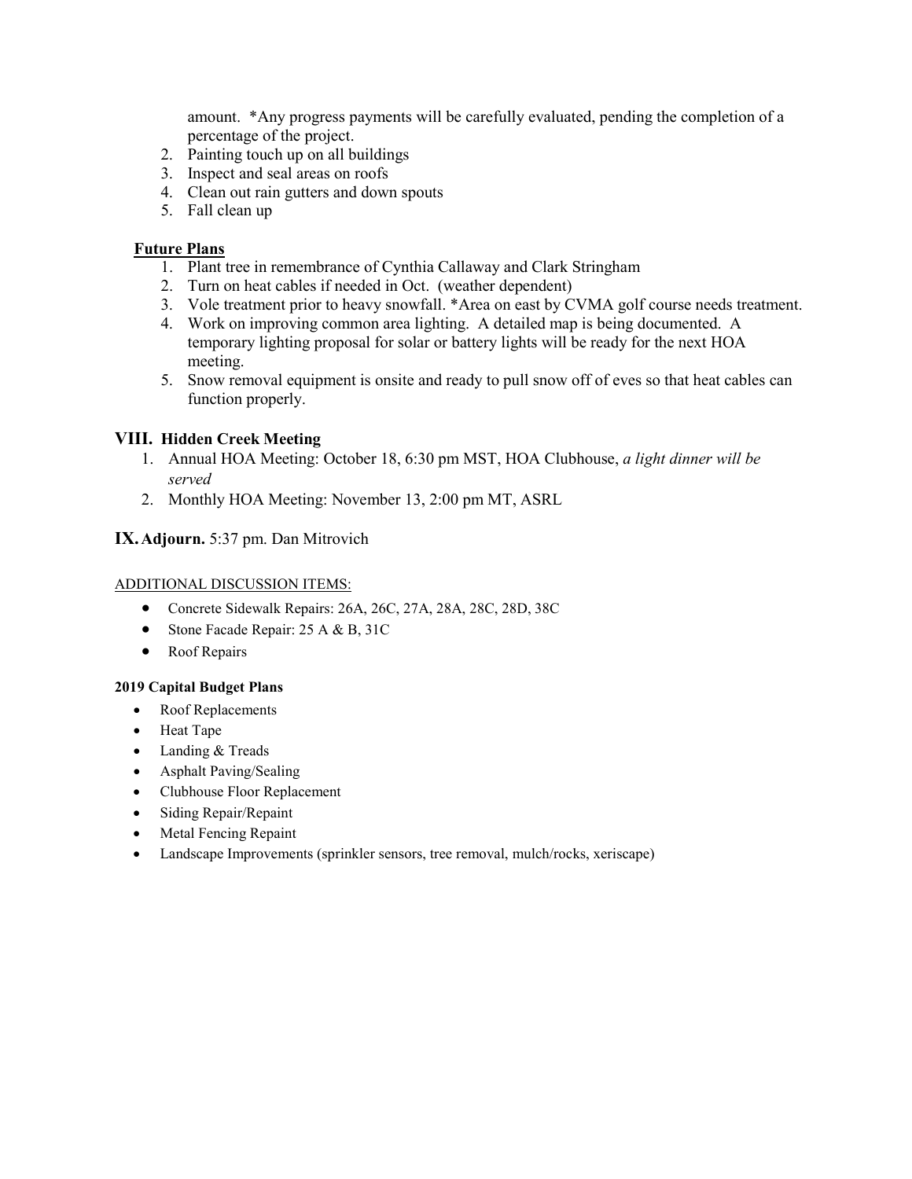amount. *Any progress payments will be carefully evaluated, pending the completion of a percentage of the project.

2. Painting touch up on all buildings
3. Inspect and seal areas on roofs
4. Clean out rain gutters and down spouts
5. Fall clean up

**Future Plans**

1. Plant tree in remembrance of Cynthia Callaway and Clark Stringham
2. Turn on heat cables if needed in Oct. (weather dependent)
3. Vole treatment prior to heavy snowfall. *Area on east by CVMA golf course needs treatment.
4. Work on improving common area lighting. A detailed map is being documented. A temporary lighting proposal for solar or battery lights will be ready for the next HOA meeting.
5. Snow removal equipment is onsite and ready to pull snow off of eves so that heat cables can function properly.

## VIII. Hidden Creek Meeting

1. Annual HOA Meeting: October 18, 6:30 pm MST, HOA Clubhouse, *a light dinner will be served*
2. Monthly HOA Meeting: November 13, 2:00 pm MT, ASRL

## IX. Adjourn. 5:37 pm. Dan Mitrovich

ADDITIONAL DISCUSSION ITEMS:

- Concrete Sidewalk Repairs: 26A, 26C, 27A, 28A, 28C, 28D, 38C
- Stone Facade Repair: 25 A & B, 31C
- Roof Repairs

**2019 Capital Budget Plans**

- Roof Replacements
- Heat Tape
- Landing & Treads
- Asphalt Paving/Sealing
- Clubhouse Floor Replacement
- Siding Repair/Repaint
- Metal Fencing Repaint
- Landscape Improvements (sprinkler sensors, tree removal, mulch/rocks, xeriscape)